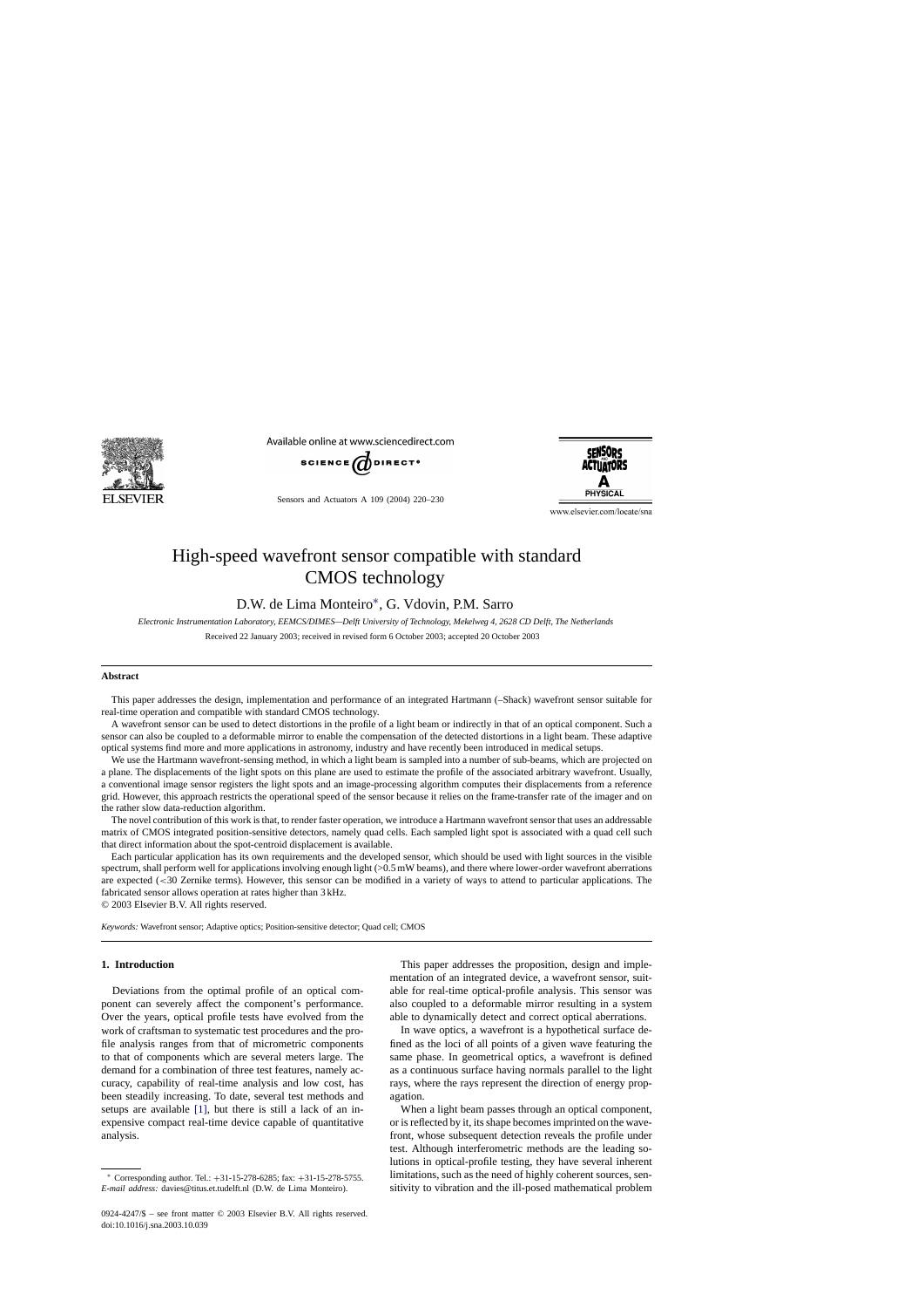# High-speed wavefront sensor compatible with standard CMOS technology

D.W. de Lima Monteiro*, G. Vdovin, P.M. Sarro

*Electronic Instrumentation Laboratory, EEMCS/DIMES—Delft University of Technology, Mekelweg 4, 2628 CD Delft, The Netherlands*

Received 22 January 2003; received in revised form 6 October 2003; accepted 20 October 2003

## Abstract

This paper addresses the design, implementation and performance of an integrated Hartmann (–Shack) wavefront sensor suitable for real-time operation and compatible with standard CMOS technology.

A wavefront sensor can be used to detect distortions in the profile of a light beam or indirectly in that of an optical component. Such a sensor can also be coupled to a deformable mirror to enable the compensation of the detected distortions in a light beam. These adaptive optical systems find more and more applications in astronomy, industry and have recently been introduced in medical setups.

We use the Hartmann wavefront-sensing method, in which a light beam is sampled into a number of sub-beams, which are projected on a plane. The displacements of the light spots on this plane are used to estimate the profile of the associated arbitrary wavefront. Usually, a conventional image sensor registers the light spots and an image-processing algorithm computes their displacements from a reference grid. However, this approach restricts the operational speed of the sensor because it relies on the frame-transfer rate of the imager and on the rather slow data-reduction algorithm.

The novel contribution of this work is that, to render faster operation, we introduce a Hartmann wavefront sensor that uses an addressable matrix of CMOS integrated position-sensitive detectors, namely quad cells. Each sampled light spot is associated with a quad cell such that direct information about the spot-centroid displacement is available.

Each particular application has its own requirements and the developed sensor, which should be used with light sources in the visible spectrum, shall perform well for applications involving enough light (>0.5 mW beams), and there where lower-order wavefront aberrations are expected (<30 Zernike terms). However, this sensor can be modified in a variety of ways to attend to particular applications. The fabricated sensor allows operation at rates higher than 3 kHz.

© 2003 Elsevier B.V. All rights reserved.

*Keywords:* Wavefront sensor; Adaptive optics; Position-sensitive detector; Quad cell; CMOS

## 1. Introduction

Deviations from the optimal profile of an optical component can severely affect the component's performance. Over the years, optical profile tests have evolved from the work of craftsman to systematic test procedures and the profile analysis ranges from that of micrometric components to that of components which are several meters large. The demand for a combination of three test features, namely accuracy, capability of real-time analysis and low cost, has been steadily increasing. To date, several test methods and setups are available [1], but there is still a lack of an inexpensive compact real-time device capable of quantitative analysis.

This paper addresses the proposition, design and implementation of an integrated device, a wavefront sensor, suitable for real-time optical-profile analysis. This sensor was also coupled to a deformable mirror resulting in a system able to dynamically detect and correct optical aberrations.

In wave optics, a wavefront is a hypothetical surface defined as the loci of all points of a given wave featuring the same phase. In geometrical optics, a wavefront is defined as a continuous surface having normals parallel to the light rays, where the rays represent the direction of energy propagation.

When a light beam passes through an optical component, or is reflected by it, its shape becomes imprinted on the wavefront, whose subsequent detection reveals the profile under test. Although interferometric methods are the leading solutions in optical-profile testing, they have several inherent limitations, such as the need of highly coherent sources, sensitivity to vibration and the ill-posed mathematical problem

* Corresponding author. Tel.: +31-15-278-6285; fax: +31-15-278-5755.
*E-mail address:* davies@titus.et.tudelft.nl (D.W. de Lima Monteiro).

0924-4247/$ – see front matter © 2003 Elsevier B.V. All rights reserved.
doi:10.1016/j.sna.2003.10.039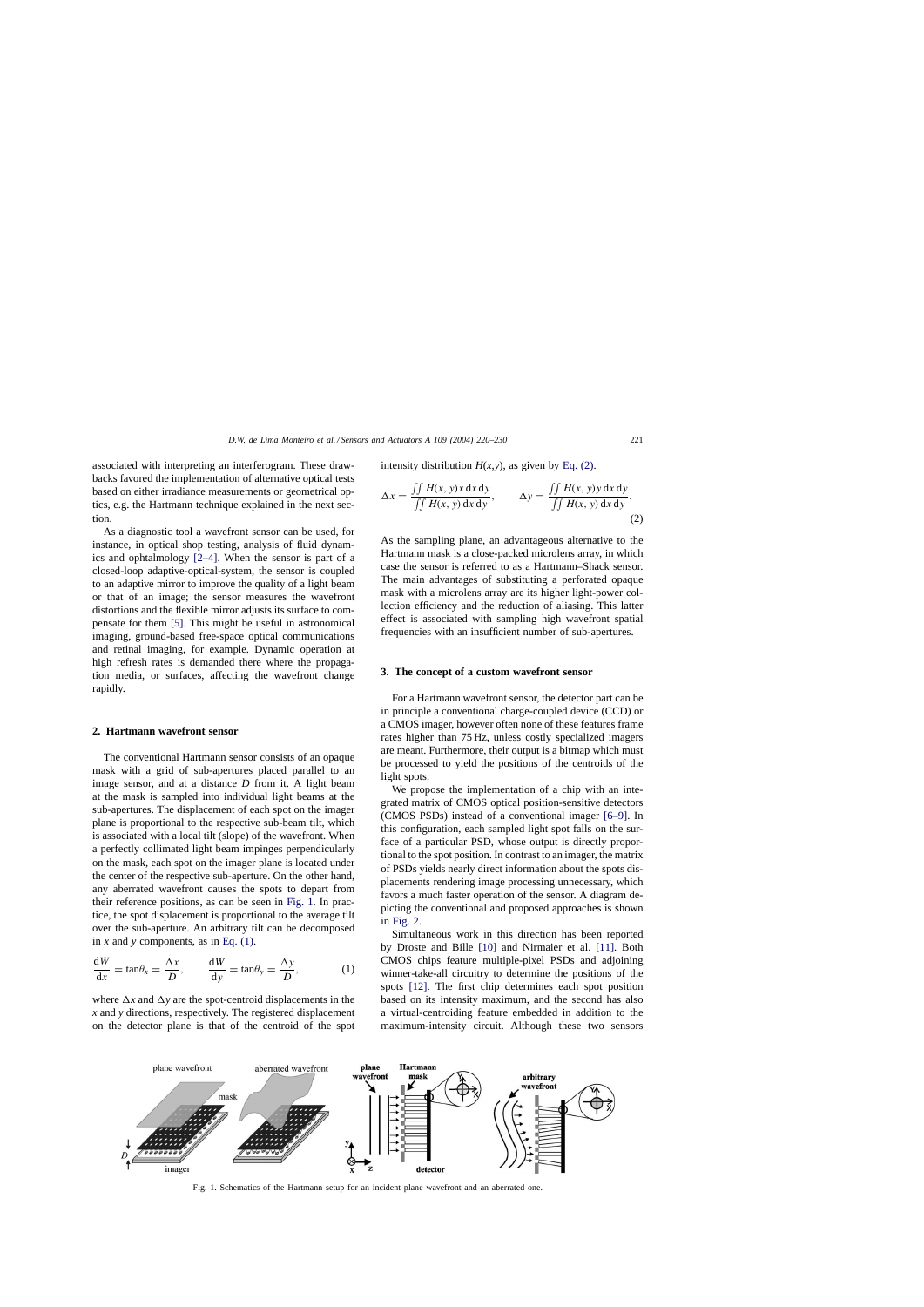associated with interpreting an interferogram. These drawbacks favored the implementation of alternative optical tests based on either irradiance measurements or geometrical optics, e.g. the Hartmann technique explained in the next section.

As a diagnostic tool a wavefront sensor can be used, for instance, in optical shop testing, analysis of fluid dynamics and ophtalmology [2–4]. When the sensor is part of a closed-loop adaptive-optical-system, the sensor is coupled to an adaptive mirror to improve the quality of a light beam or that of an image; the sensor measures the wavefront distortions and the flexible mirror adjusts its surface to compensate for them [5]. This might be useful in astronomical imaging, ground-based free-space optical communications and retinal imaging, for example. Dynamic operation at high refresh rates is demanded there where the propagation media, or surfaces, affecting the wavefront change rapidly.

## 2. Hartmann wavefront sensor

The conventional Hartmann sensor consists of an opaque mask with a grid of sub-apertures placed parallel to an image sensor, and at a distance $D$ from it. A light beam at the mask is sampled into individual light beams at the sub-apertures. The displacement of each spot on the imager plane is proportional to the respective sub-beam tilt, which is associated with a local tilt (slope) of the wavefront. When a perfectly collimated light beam impinges perpendicularly on the mask, each spot on the imager plane is located under the center of the respective sub-aperture. On the other hand, any aberrated wavefront causes the spots to depart from their reference positions, as can be seen in Fig. 1. In practice, the spot displacement is proportional to the average tilt over the sub-aperture. An arbitrary tilt can be decomposed in $x$ and $y$ components, as in Eq. (1).

$$\frac{\mathrm{d}W}{\mathrm{d}x} = \tan\theta_x = \frac{\Delta x}{D}, \qquad \frac{\mathrm{d}W}{\mathrm{d}y} = \tan\theta_y = \frac{\Delta y}{D}, \tag{1}$$

where $\Delta x$ and $\Delta y$ are the spot-centroid displacements in the $x$ and $y$ directions, respectively. The registered displacement on the detector plane is that of the centroid of the spot intensity distribution $H(x,y)$, as given by Eq. (2).

$$\Delta x = \frac{\iint H(x,y)x\,\mathrm{d}x\,\mathrm{d}y}{\iint H(x,y)\,\mathrm{d}x\,\mathrm{d}y}, \qquad \Delta y = \frac{\iint H(x,y)y\,\mathrm{d}x\,\mathrm{d}y}{\iint H(x,y)\,\mathrm{d}x\,\mathrm{d}y}. \tag{2}$$

As the sampling plane, an advantageous alternative to the Hartmann mask is a close-packed microlens array, in which case the sensor is referred to as a Hartmann–Shack sensor. The main advantages of substituting a perforated opaque mask with a microlens array are its higher light-power collection efficiency and the reduction of aliasing. This latter effect is associated with sampling high wavefront spatial frequencies with an insufficient number of sub-apertures.

## 3. The concept of a custom wavefront sensor

For a Hartmann wavefront sensor, the detector part can be in principle a conventional charge-coupled device (CCD) or a CMOS imager, however often none of these features frame rates higher than 75 Hz, unless costly specialized imagers are meant. Furthermore, their output is a bitmap which must be processed to yield the positions of the centroids of the light spots.

We propose the implementation of a chip with an integrated matrix of CMOS optical position-sensitive detectors (CMOS PSDs) instead of a conventional imager [6–9]. In this configuration, each sampled light spot falls on the surface of a particular PSD, whose output is directly proportional to the spot position. In contrast to an imager, the matrix of PSDs yields nearly direct information about the spots displacements rendering image processing unnecessary, which favors a much faster operation of the sensor. A diagram depicting the conventional and proposed approaches is shown in Fig. 2.

Simultaneous work in this direction has been reported by Droste and Bille [10] and Nirmaier et al. [11]. Both CMOS chips feature multiple-pixel PSDs and adjoining winner-take-all circuitry to determine the positions of the spots [12]. The first chip determines each spot position based on its intensity maximum, and the second has also a virtual-centroiding feature embedded in addition to the maximum-intensity circuit. Although these two sensors

Fig. 1. Schematics of the Hartmann setup for an incident plane wavefront and an aberrated one.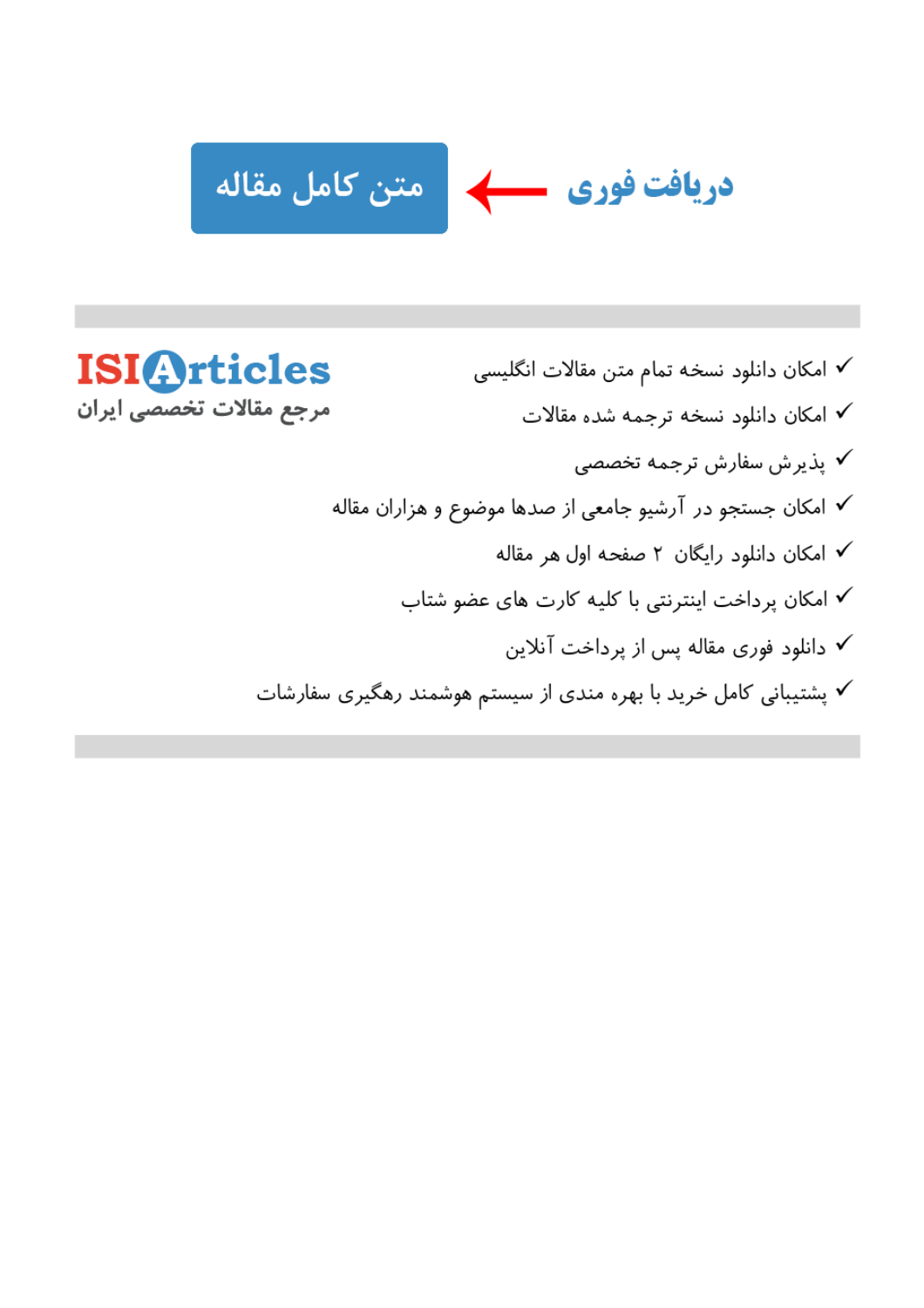دریافت فوری ← متن کامل مقاله

**ISIArticles**
مرجع مقالات تخصصی ایران

- ✓ امکان دانلود نسخه تمام متن مقالات انگلیسی
- ✓ امکان دانلود نسخه ترجمه شده مقالات
- ✓ پذیرش سفارش ترجمه تخصصی
- ✓ امکان جستجو در آرشیو جامعی از صدها موضوع و هزاران مقاله
- ✓ امکان دانلود رایگان ۲ صفحه اول هر مقاله
- ✓ امکان پرداخت اینترنتی با کلیه کارت های عضو شتاب
- ✓ دانلود فوری مقاله پس از پرداخت آنلاین
- ✓ پشتیبانی کامل خرید با بهره مندی از سیستم هوشمند رهگیری سفارشات